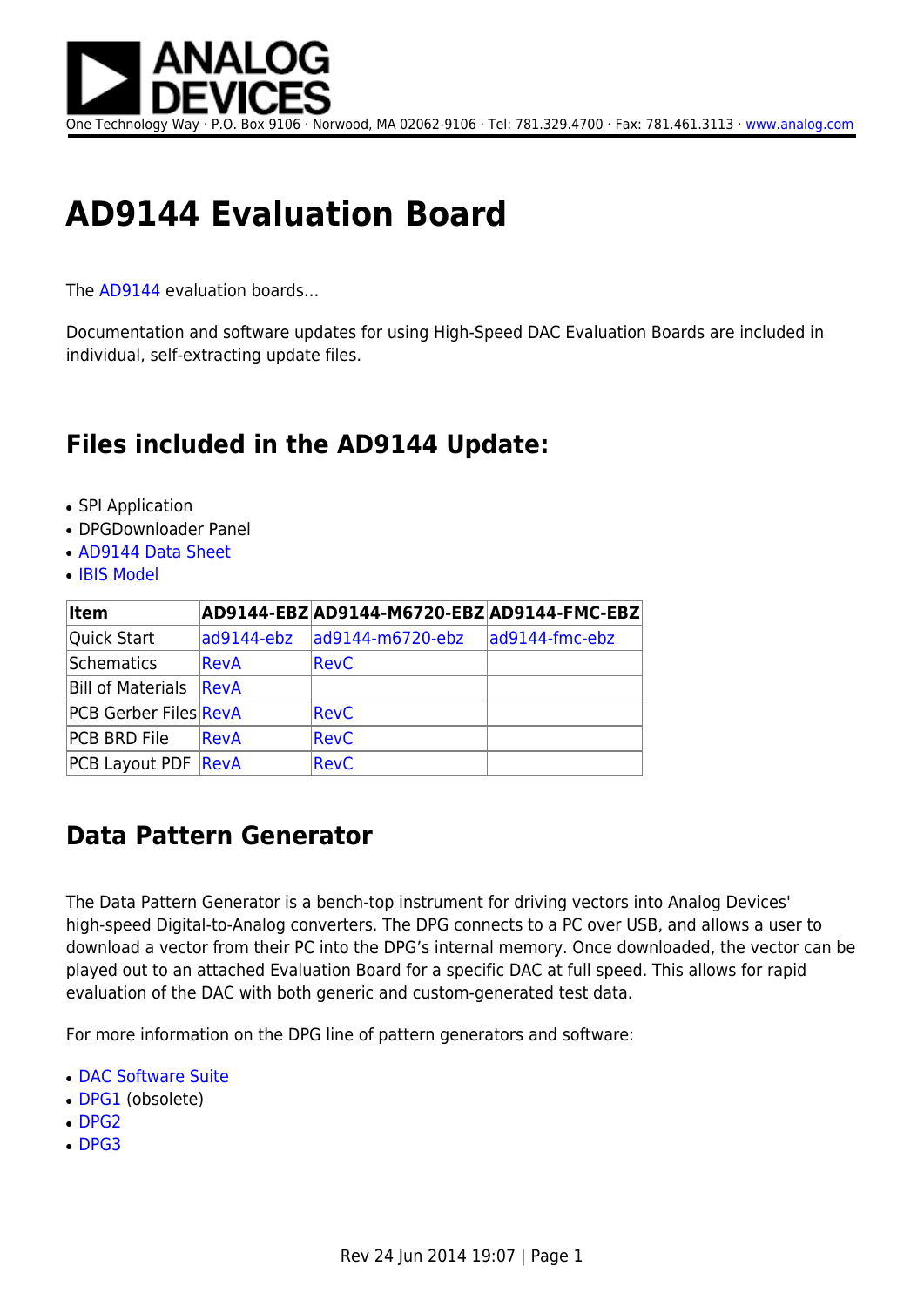# AD9144 Evaluation Board

The AD9144 evaluation boards…

Documentation and software updates for using High-Speed DAC Evaluation Boards are included in individual, self-extracting update files.

## Files included in the AD9144 Update:

- SPI Application
- DPGDownloader Panel
- AD9144 Data Sheet
- IBIS Model

| Item | AD9144-EBZ | AD9144-M6720-EBZ | AD9144-FMC-EBZ |
|---|---|---|---|
| Quick Start | ad9144-ebz | ad9144-m6720-ebz | ad9144-fmc-ebz |
| Schematics | RevA | RevC | |
| Bill of Materials | RevA | | |
| PCB Gerber Files | RevA | RevC | |
| PCB BRD File | RevA | RevC | |
| PCB Layout PDF | RevA | RevC | |

## Data Pattern Generator

The Data Pattern Generator is a bench-top instrument for driving vectors into Analog Devices' high-speed Digital-to-Analog converters. The DPG connects to a PC over USB, and allows a user to download a vector from their PC into the DPG's internal memory. Once downloaded, the vector can be played out to an attached Evaluation Board for a specific DAC at full speed. This allows for rapid evaluation of the DAC with both generic and custom-generated test data.

For more information on the DPG line of pattern generators and software:

- DAC Software Suite
- DPG1 (obsolete)
- DPG2
- DPG3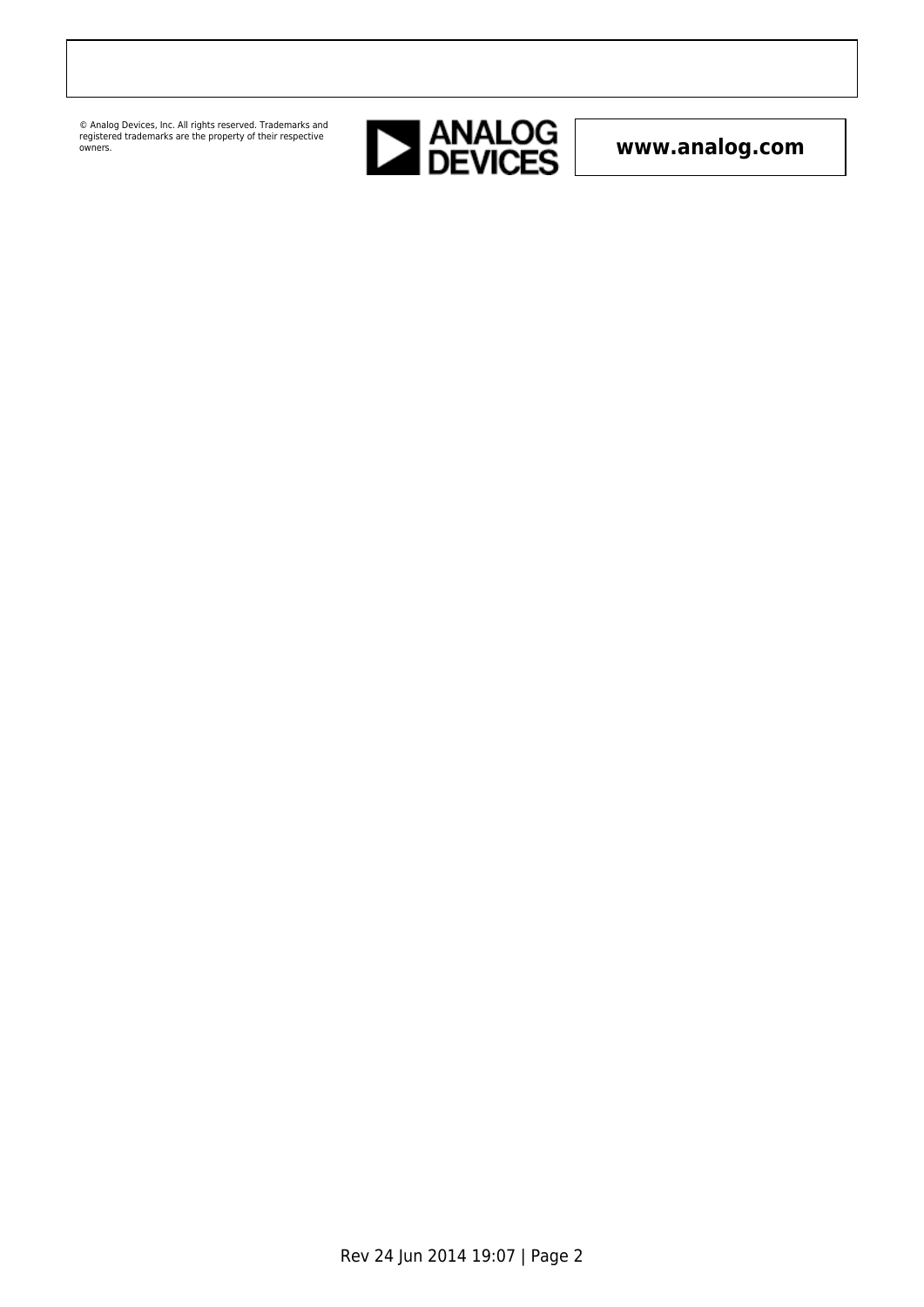© Analog Devices, Inc. All rights reserved. Trademarks and registered trademarks are the property of their respective owners.

ANALOG DEVICES

**www.analog.com**